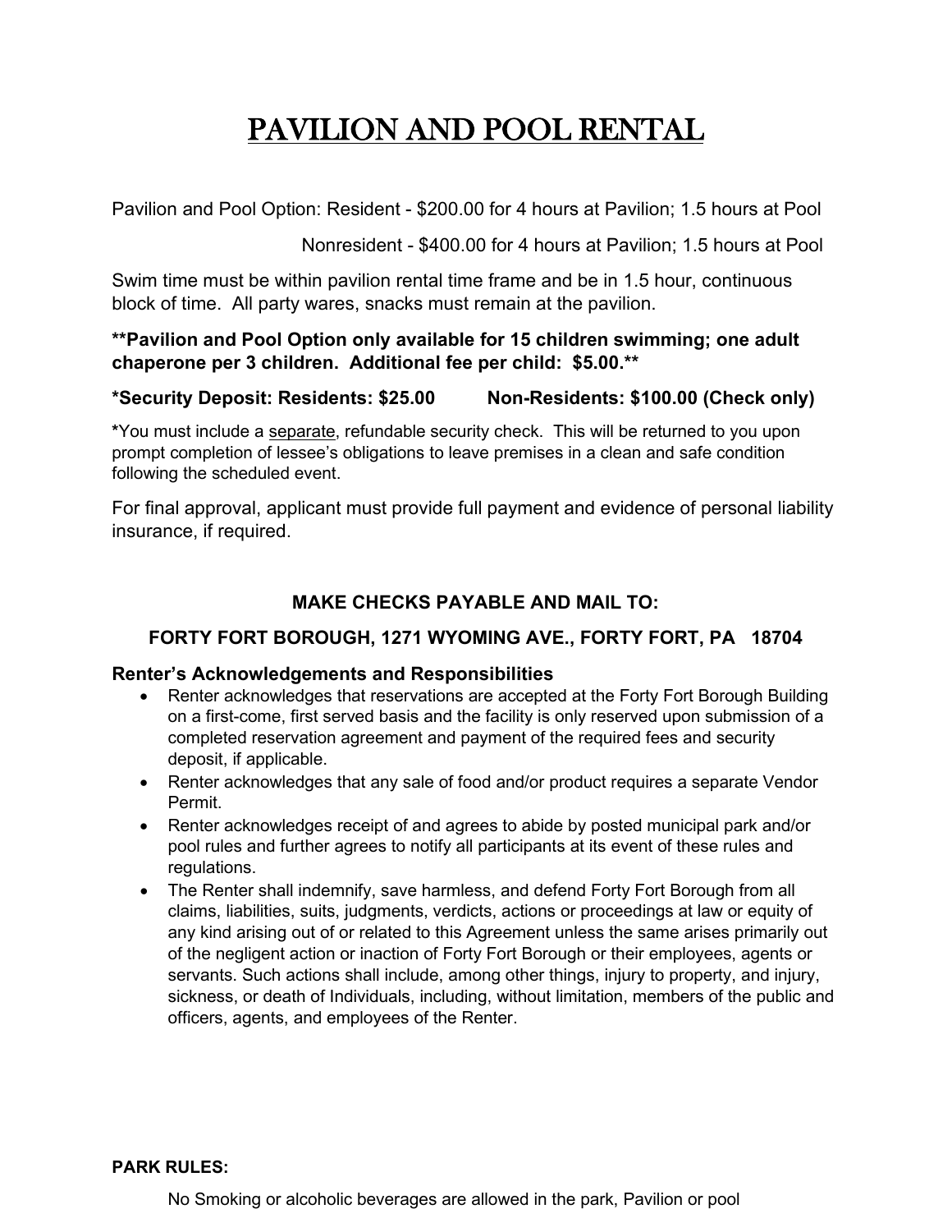# PAVILION AND POOL RENTAL

Pavilion and Pool Option: Resident - $200.00 for 4 hours at Pavilion; 1.5 hours at Pool

Nonresident - $400.00 for 4 hours at Pavilion; 1.5 hours at Pool

Swim time must be within pavilion rental time frame and be in 1.5 hour, continuous block of time. All party wares, snacks must remain at the pavilion.

****Pavilion and Pool Option only available for 15 children swimming; one adult chaperone per 3 children. Additional fee per child: $5.00.****

***Security Deposit: Residents: $25.00 Non-Residents: $100.00 (Check only)**

*You must include a separate, refundable security check. This will be returned to you upon prompt completion of lessee's obligations to leave premises in a clean and safe condition following the scheduled event.

For final approval, applicant must provide full payment and evidence of personal liability insurance, if required.

**MAKE CHECKS PAYABLE AND MAIL TO:**

**FORTY FORT BOROUGH, 1271 WYOMING AVE., FORTY FORT, PA 18704**

**Renter's Acknowledgements and Responsibilities**

- Renter acknowledges that reservations are accepted at the Forty Fort Borough Building on a first-come, first served basis and the facility is only reserved upon submission of a completed reservation agreement and payment of the required fees and security deposit, if applicable.
- Renter acknowledges that any sale of food and/or product requires a separate Vendor Permit.
- Renter acknowledges receipt of and agrees to abide by posted municipal park and/or pool rules and further agrees to notify all participants at its event of these rules and regulations.
- The Renter shall indemnify, save harmless, and defend Forty Fort Borough from all claims, liabilities, suits, judgments, verdicts, actions or proceedings at law or equity of any kind arising out of or related to this Agreement unless the same arises primarily out of the negligent action or inaction of Forty Fort Borough or their employees, agents or servants. Such actions shall include, among other things, injury to property, and injury, sickness, or death of Individuals, including, without limitation, members of the public and officers, agents, and employees of the Renter.

**PARK RULES:**

No Smoking or alcoholic beverages are allowed in the park, Pavilion or pool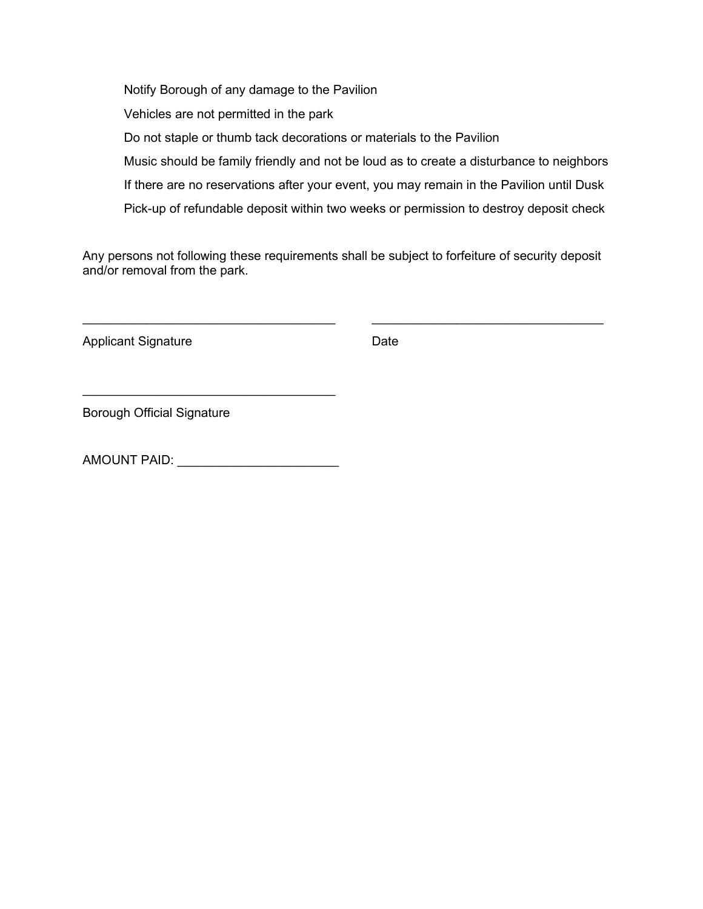Notify Borough of any damage to the Pavilion

Vehicles are not permitted in the park

Do not staple or thumb tack decorations or materials to the Pavilion

Music should be family friendly and not be loud as to create a disturbance to neighbors

If there are no reservations after your event, you may remain in the Pavilion until Dusk

Pick-up of refundable deposit within two weeks or permission to destroy deposit check

Any persons not following these requirements shall be subject to forfeiture of security deposit and/or removal from the park.

____________________________________ ____________________________________

Applicant Signature Date

____________________________________

Borough Official Signature

AMOUNT PAID: ______________________